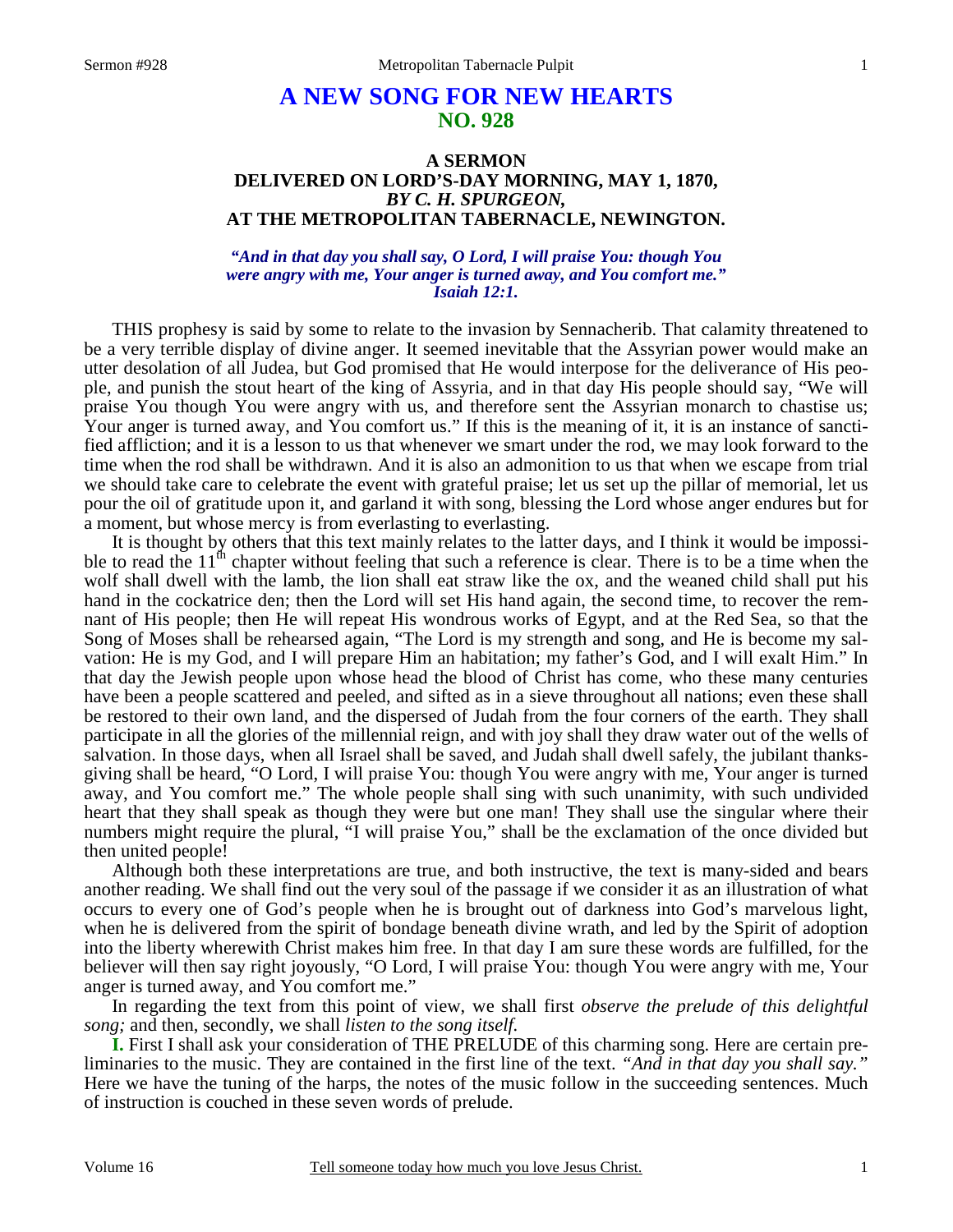# A NEW SONG FOR NEW HEARTS
## NO. 928

### A SERMON
### DELIVERED ON LORD'S-DAY MORNING, MAY 1, 1870,
### *BY C. H. SPURGEON,*
### AT THE METROPOLITAN TABERNACLE, NEWINGTON.

*"And in that day you shall say, O Lord, I will praise You: though You were angry with me, Your anger is turned away, and You comfort me." Isaiah 12:1.*

THIS prophesy is said by some to relate to the invasion by Sennacherib. That calamity threatened to be a very terrible display of divine anger. It seemed inevitable that the Assyrian power would make an utter desolation of all Judea, but God promised that He would interpose for the deliverance of His people, and punish the stout heart of the king of Assyria, and in that day His people should say, "We will praise You though You were angry with us, and therefore sent the Assyrian monarch to chastise us; Your anger is turned away, and You comfort us." If this is the meaning of it, it is an instance of sanctified affliction; and it is a lesson to us that whenever we smart under the rod, we may look forward to the time when the rod shall be withdrawn. And it is also an admonition to us that when we escape from trial we should take care to celebrate the event with grateful praise; let us set up the pillar of memorial, let us pour the oil of gratitude upon it, and garland it with song, blessing the Lord whose anger endures but for a moment, but whose mercy is from everlasting to everlasting.

It is thought by others that this text mainly relates to the latter days, and I think it would be impossible to read the 11th chapter without feeling that such a reference is clear. There is to be a time when the wolf shall dwell with the lamb, the lion shall eat straw like the ox, and the weaned child shall put his hand in the cockatrice den; then the Lord will set His hand again, the second time, to recover the remnant of His people; then He will repeat His wondrous works of Egypt, and at the Red Sea, so that the Song of Moses shall be rehearsed again, "The Lord is my strength and song, and He is become my salvation: He is my God, and I will prepare Him an habitation; my father's God, and I will exalt Him." In that day the Jewish people upon whose head the blood of Christ has come, who these many centuries have been a people scattered and peeled, and sifted as in a sieve throughout all nations; even these shall be restored to their own land, and the dispersed of Judah from the four corners of the earth. They shall participate in all the glories of the millennial reign, and with joy shall they draw water out of the wells of salvation. In those days, when all Israel shall be saved, and Judah shall dwell safely, the jubilant thanksgiving shall be heard, "O Lord, I will praise You: though You were angry with me, Your anger is turned away, and You comfort me." The whole people shall sing with such unanimity, with such undivided heart that they shall speak as though they were but one man! They shall use the singular where their numbers might require the plural, "I will praise You," shall be the exclamation of the once divided but then united people!

Although both these interpretations are true, and both instructive, the text is many-sided and bears another reading. We shall find out the very soul of the passage if we consider it as an illustration of what occurs to every one of God's people when he is brought out of darkness into God's marvelous light, when he is delivered from the spirit of bondage beneath divine wrath, and led by the Spirit of adoption into the liberty wherewith Christ makes him free. In that day I am sure these words are fulfilled, for the believer will then say right joyously, "O Lord, I will praise You: though You were angry with me, Your anger is turned away, and You comfort me."

In regarding the text from this point of view, we shall first *observe the prelude of this delightful song;* and then, secondly, we shall *listen to the song itself.*

**I.** First I shall ask your consideration of THE PRELUDE of this charming song. Here are certain preliminaries to the music. They are contained in the first line of the text. *"And in that day you shall say."* Here we have the tuning of the harps, the notes of the music follow in the succeeding sentences. Much of instruction is couched in these seven words of prelude.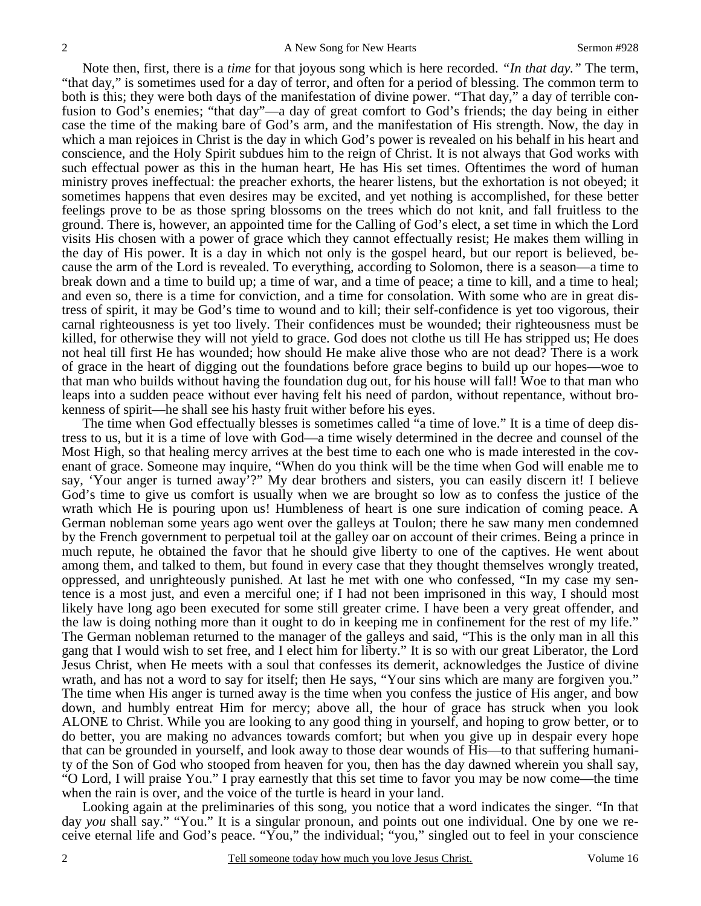Note then, first, there is a *time* for that joyous song which is here recorded. *"In that day."* The term, "that day," is sometimes used for a day of terror, and often for a period of blessing. The common term to both is this; they were both days of the manifestation of divine power. "That day," a day of terrible confusion to God's enemies; "that day"—a day of great comfort to God's friends; the day being in either case the time of the making bare of God's arm, and the manifestation of His strength. Now, the day in which a man rejoices in Christ is the day in which God's power is revealed on his behalf in his heart and conscience, and the Holy Spirit subdues him to the reign of Christ. It is not always that God works with such effectual power as this in the human heart, He has His set times. Oftentimes the word of human ministry proves ineffectual: the preacher exhorts, the hearer listens, but the exhortation is not obeyed; it sometimes happens that even desires may be excited, and yet nothing is accomplished, for these better feelings prove to be as those spring blossoms on the trees which do not knit, and fall fruitless to the ground. There is, however, an appointed time for the Calling of God's elect, a set time in which the Lord visits His chosen with a power of grace which they cannot effectually resist; He makes them willing in the day of His power. It is a day in which not only is the gospel heard, but our report is believed, because the arm of the Lord is revealed. To everything, according to Solomon, there is a season—a time to break down and a time to build up; a time of war, and a time of peace; a time to kill, and a time to heal; and even so, there is a time for conviction, and a time for consolation. With some who are in great distress of spirit, it may be God's time to wound and to kill; their self-confidence is yet too vigorous, their carnal righteousness is yet too lively. Their confidences must be wounded; their righteousness must be killed, for otherwise they will not yield to grace. God does not clothe us till He has stripped us; He does not heal till first He has wounded; how should He make alive those who are not dead? There is a work of grace in the heart of digging out the foundations before grace begins to build up our hopes—woe to that man who builds without having the foundation dug out, for his house will fall! Woe to that man who leaps into a sudden peace without ever having felt his need of pardon, without repentance, without brokenness of spirit—he shall see his hasty fruit wither before his eyes.

The time when God effectually blesses is sometimes called "a time of love." It is a time of deep distress to us, but it is a time of love with God—a time wisely determined in the decree and counsel of the Most High, so that healing mercy arrives at the best time to each one who is made interested in the covenant of grace. Someone may inquire, "When do you think will be the time when God will enable me to say, 'Your anger is turned away'?" My dear brothers and sisters, you can easily discern it! I believe God's time to give us comfort is usually when we are brought so low as to confess the justice of the wrath which He is pouring upon us! Humbleness of heart is one sure indication of coming peace. A German nobleman some years ago went over the galleys at Toulon; there he saw many men condemned by the French government to perpetual toil at the galley oar on account of their crimes. Being a prince in much repute, he obtained the favor that he should give liberty to one of the captives. He went about among them, and talked to them, but found in every case that they thought themselves wrongly treated, oppressed, and unrighteously punished. At last he met with one who confessed, "In my case my sentence is a most just, and even a merciful one; if I had not been imprisoned in this way, I should most likely have long ago been executed for some still greater crime. I have been a very great offender, and the law is doing nothing more than it ought to do in keeping me in confinement for the rest of my life." The German nobleman returned to the manager of the galleys and said, "This is the only man in all this gang that I would wish to set free, and I elect him for liberty." It is so with our great Liberator, the Lord Jesus Christ, when He meets with a soul that confesses its demerit, acknowledges the Justice of divine wrath, and has not a word to say for itself; then He says, "Your sins which are many are forgiven you." The time when His anger is turned away is the time when you confess the justice of His anger, and bow down, and humbly entreat Him for mercy; above all, the hour of grace has struck when you look ALONE to Christ. While you are looking to any good thing in yourself, and hoping to grow better, or to do better, you are making no advances towards comfort; but when you give up in despair every hope that can be grounded in yourself, and look away to those dear wounds of His—to that suffering humanity of the Son of God who stooped from heaven for you, then has the day dawned wherein you shall say, "O Lord, I will praise You." I pray earnestly that this set time to favor you may be now come—the time when the rain is over, and the voice of the turtle is heard in your land.

Looking again at the preliminaries of this song, you notice that a word indicates the singer. "In that day *you* shall say." "You." It is a singular pronoun, and points out one individual. One by one we receive eternal life and God's peace. "You," the individual; "you," singled out to feel in your conscience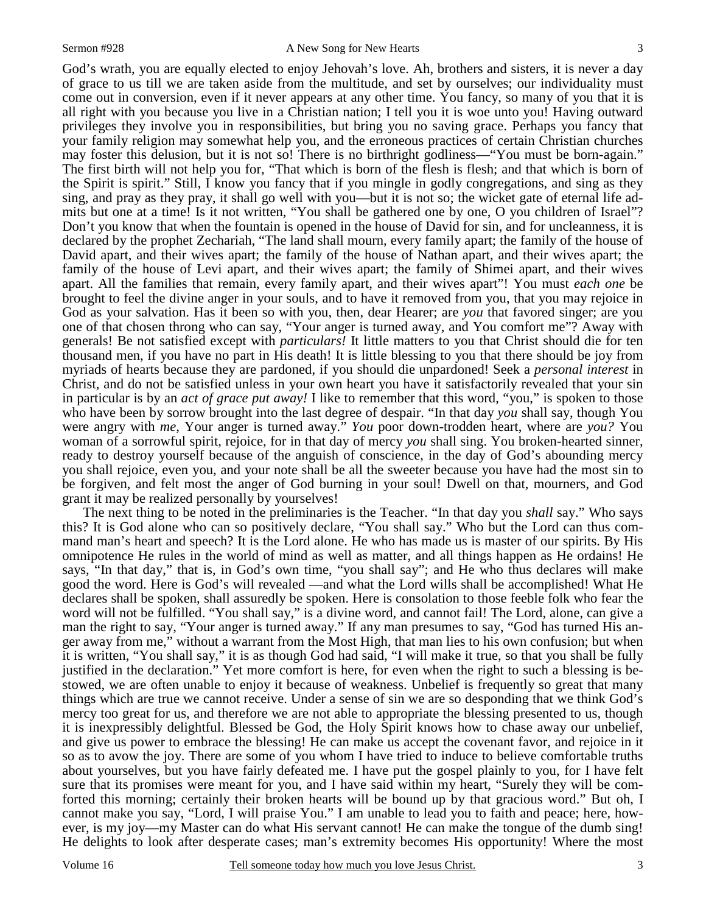God's wrath, you are equally elected to enjoy Jehovah's love. Ah, brothers and sisters, it is never a day of grace to us till we are taken aside from the multitude, and set by ourselves; our individuality must come out in conversion, even if it never appears at any other time. You fancy, so many of you that it is all right with you because you live in a Christian nation; I tell you it is woe unto you! Having outward privileges they involve you in responsibilities, but bring you no saving grace. Perhaps you fancy that your family religion may somewhat help you, and the erroneous practices of certain Christian churches may foster this delusion, but it is not so! There is no birthright godliness—"You must be born-again." The first birth will not help you for, "That which is born of the flesh is flesh; and that which is born of the Spirit is spirit." Still, I know you fancy that if you mingle in godly congregations, and sing as they sing, and pray as they pray, it shall go well with you—but it is not so; the wicket gate of eternal life admits but one at a time! Is it not written, "You shall be gathered one by one, O you children of Israel"? Don't you know that when the fountain is opened in the house of David for sin, and for uncleanness, it is declared by the prophet Zechariah, "The land shall mourn, every family apart; the family of the house of David apart, and their wives apart; the family of the house of Nathan apart, and their wives apart; the family of the house of Levi apart, and their wives apart; the family of Shimei apart, and their wives apart. All the families that remain, every family apart, and their wives apart"! You must *each one* be brought to feel the divine anger in your souls, and to have it removed from you, that you may rejoice in God as your salvation. Has it been so with you, then, dear Hearer; are *you* that favored singer; are you one of that chosen throng who can say, "Your anger is turned away, and You comfort me"? Away with generals! Be not satisfied except with *particulars!* It little matters to you that Christ should die for ten thousand men, if you have no part in His death! It is little blessing to you that there should be joy from myriads of hearts because they are pardoned, if you should die unpardoned! Seek a *personal interest* in Christ, and do not be satisfied unless in your own heart you have it satisfactorily revealed that your sin in particular is by an *act of grace put away!* I like to remember that this word, "you," is spoken to those who have been by sorrow brought into the last degree of despair. "In that day *you* shall say, though You were angry with *me*, Your anger is turned away." *You* poor down-trodden heart, where are *you?* You woman of a sorrowful spirit, rejoice, for in that day of mercy *you* shall sing. You broken-hearted sinner, ready to destroy yourself because of the anguish of conscience, in the day of God's abounding mercy you shall rejoice, even you, and your note shall be all the sweeter because you have had the most sin to be forgiven, and felt most the anger of God burning in your soul! Dwell on that, mourners, and God grant it may be realized personally by yourselves!

The next thing to be noted in the preliminaries is the Teacher. "In that day you *shall* say." Who says this? It is God alone who can so positively declare, "You shall say." Who but the Lord can thus command man's heart and speech? It is the Lord alone. He who has made us is master of our spirits. By His omnipotence He rules in the world of mind as well as matter, and all things happen as He ordains! He says, "In that day," that is, in God's own time, "you shall say"; and He who thus declares will make good the word. Here is God's will revealed —and what the Lord wills shall be accomplished! What He declares shall be spoken, shall assuredly be spoken. Here is consolation to those feeble folk who fear the word will not be fulfilled. "You shall say," is a divine word, and cannot fail! The Lord, alone, can give a man the right to say, "Your anger is turned away." If any man presumes to say, "God has turned His anger away from me," without a warrant from the Most High, that man lies to his own confusion; but when it is written, "You shall say," it is as though God had said, "I will make it true, so that you shall be fully justified in the declaration." Yet more comfort is here, for even when the right to such a blessing is bestowed, we are often unable to enjoy it because of weakness. Unbelief is frequently so great that many things which are true we cannot receive. Under a sense of sin we are so desponding that we think God's mercy too great for us, and therefore we are not able to appropriate the blessing presented to us, though it is inexpressibly delightful. Blessed be God, the Holy Spirit knows how to chase away our unbelief, and give us power to embrace the blessing! He can make us accept the covenant favor, and rejoice in it so as to avow the joy. There are some of you whom I have tried to induce to believe comfortable truths about yourselves, but you have fairly defeated me. I have put the gospel plainly to you, for I have felt sure that its promises were meant for you, and I have said within my heart, "Surely they will be comforted this morning; certainly their broken hearts will be bound up by that gracious word." But oh, I cannot make you say, "Lord, I will praise You." I am unable to lead you to faith and peace; here, however, is my joy—my Master can do what His servant cannot! He can make the tongue of the dumb sing! He delights to look after desperate cases; man's extremity becomes His opportunity! Where the most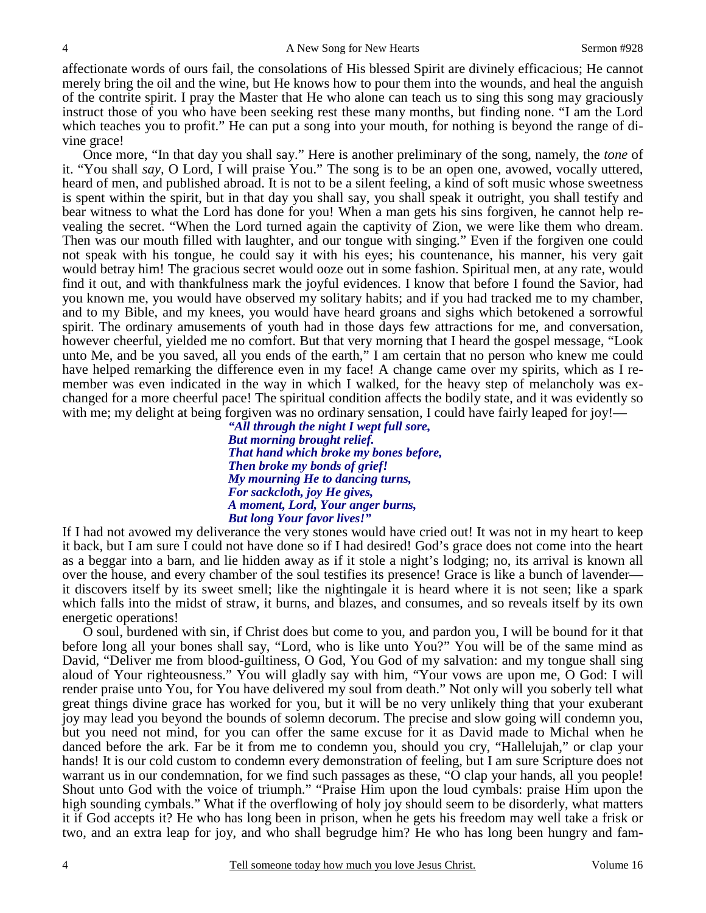affectionate words of ours fail, the consolations of His blessed Spirit are divinely efficacious; He cannot merely bring the oil and the wine, but He knows how to pour them into the wounds, and heal the anguish of the contrite spirit. I pray the Master that He who alone can teach us to sing this song may graciously instruct those of you who have been seeking rest these many months, but finding none. "I am the Lord which teaches you to profit." He can put a song into your mouth, for nothing is beyond the range of divine grace!

Once more, "In that day you shall say." Here is another preliminary of the song, namely, the *tone* of it. "You shall *say,* O Lord, I will praise You." The song is to be an open one, avowed, vocally uttered, heard of men, and published abroad. It is not to be a silent feeling, a kind of soft music whose sweetness is spent within the spirit, but in that day you shall say, you shall speak it outright, you shall testify and bear witness to what the Lord has done for you! When a man gets his sins forgiven, he cannot help revealing the secret. "When the Lord turned again the captivity of Zion, we were like them who dream. Then was our mouth filled with laughter, and our tongue with singing." Even if the forgiven one could not speak with his tongue, he could say it with his eyes; his countenance, his manner, his very gait would betray him! The gracious secret would ooze out in some fashion. Spiritual men, at any rate, would find it out, and with thankfulness mark the joyful evidences. I know that before I found the Savior, had you known me, you would have observed my solitary habits; and if you had tracked me to my chamber, and to my Bible, and my knees, you would have heard groans and sighs which betokened a sorrowful spirit. The ordinary amusements of youth had in those days few attractions for me, and conversation, however cheerful, yielded me no comfort. But that very morning that I heard the gospel message, "Look unto Me, and be you saved, all you ends of the earth," I am certain that no person who knew me could have helped remarking the difference even in my face! A change came over my spirits, which as I remember was even indicated in the way in which I walked, for the heavy step of melancholy was exchanged for a more cheerful pace! The spiritual condition affects the bodily state, and it was evidently so with me; my delight at being forgiven was no ordinary sensation, I could have fairly leaped for joy!—

> ***"All through the night I wept full sore,***
> ***But morning brought relief.***
> ***That hand which broke my bones before,***
> ***Then broke my bonds of grief!***
> ***My mourning He to dancing turns,***
> ***For sackcloth, joy He gives,***
> ***A moment, Lord, Your anger burns,***
> ***But long Your favor lives!"***

If I had not avowed my deliverance the very stones would have cried out! It was not in my heart to keep it back, but I am sure I could not have done so if I had desired! God's grace does not come into the heart as a beggar into a barn, and lie hidden away as if it stole a night's lodging; no, its arrival is known all over the house, and every chamber of the soul testifies its presence! Grace is like a bunch of lavender—it discovers itself by its sweet smell; like the nightingale it is heard where it is not seen; like a spark which falls into the midst of straw, it burns, and blazes, and consumes, and so reveals itself by its own energetic operations!

O soul, burdened with sin, if Christ does but come to you, and pardon you, I will be bound for it that before long all your bones shall say, "Lord, who is like unto You?" You will be of the same mind as David, "Deliver me from blood-guiltiness, O God, You God of my salvation: and my tongue shall sing aloud of Your righteousness." You will gladly say with him, "Your vows are upon me, O God: I will render praise unto You, for You have delivered my soul from death." Not only will you soberly tell what great things divine grace has worked for you, but it will be no very unlikely thing that your exuberant joy may lead you beyond the bounds of solemn decorum. The precise and slow going will condemn you, but you need not mind, for you can offer the same excuse for it as David made to Michal when he danced before the ark. Far be it from me to condemn you, should you cry, "Hallelujah," or clap your hands! It is our cold custom to condemn every demonstration of feeling, but I am sure Scripture does not warrant us in our condemnation, for we find such passages as these, "O clap your hands, all you people! Shout unto God with the voice of triumph." "Praise Him upon the loud cymbals: praise Him upon the high sounding cymbals." What if the overflowing of holy joy should seem to be disorderly, what matters it if God accepts it? He who has long been in prison, when he gets his freedom may well take a frisk or two, and an extra leap for joy, and who shall begrudge him? He who has long been hungry and fam-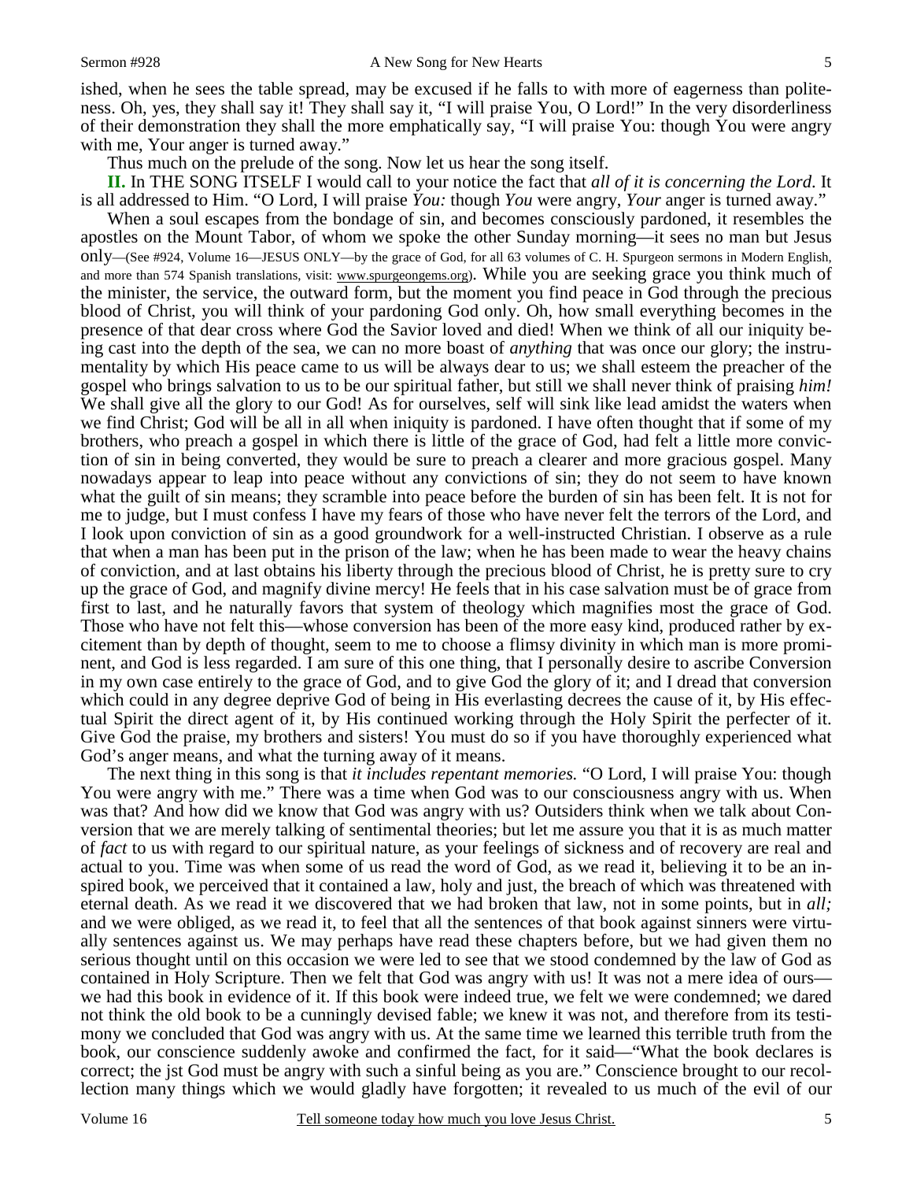ished, when he sees the table spread, may be excused if he falls to with more of eagerness than politeness. Oh, yes, they shall say it! They shall say it, "I will praise You, O Lord!" In the very disorderliness of their demonstration they shall the more emphatically say, "I will praise You: though You were angry with me, Your anger is turned away."

Thus much on the prelude of the song. Now let us hear the song itself.

**II.** In THE SONG ITSELF I would call to your notice the fact that *all of it is concerning the Lord*. It is all addressed to Him. "O Lord, I will praise *You:* though *You* were angry, *Your* anger is turned away."

When a soul escapes from the bondage of sin, and becomes consciously pardoned, it resembles the apostles on the Mount Tabor, of whom we spoke the other Sunday morning—it sees no man but Jesus only—(See #924, Volume 16—JESUS ONLY—by the grace of God, for all 63 volumes of C. H. Spurgeon sermons in Modern English, and more than 574 Spanish translations, visit: www.spurgeongems.org). While you are seeking grace you think much of the minister, the service, the outward form, but the moment you find peace in God through the precious blood of Christ, you will think of your pardoning God only. Oh, how small everything becomes in the presence of that dear cross where God the Savior loved and died! When we think of all our iniquity being cast into the depth of the sea, we can no more boast of *anything* that was once our glory; the instrumentality by which His peace came to us will be always dear to us; we shall esteem the preacher of the gospel who brings salvation to us to be our spiritual father, but still we shall never think of praising *him!* We shall give all the glory to our God! As for ourselves, self will sink like lead amidst the waters when we find Christ; God will be all in all when iniquity is pardoned. I have often thought that if some of my brothers, who preach a gospel in which there is little of the grace of God, had felt a little more conviction of sin in being converted, they would be sure to preach a clearer and more gracious gospel. Many nowadays appear to leap into peace without any convictions of sin; they do not seem to have known what the guilt of sin means; they scramble into peace before the burden of sin has been felt. It is not for me to judge, but I must confess I have my fears of those who have never felt the terrors of the Lord, and I look upon conviction of sin as a good groundwork for a well-instructed Christian. I observe as a rule that when a man has been put in the prison of the law; when he has been made to wear the heavy chains of conviction, and at last obtains his liberty through the precious blood of Christ, he is pretty sure to cry up the grace of God, and magnify divine mercy! He feels that in his case salvation must be of grace from first to last, and he naturally favors that system of theology which magnifies most the grace of God. Those who have not felt this—whose conversion has been of the more easy kind, produced rather by excitement than by depth of thought, seem to me to choose a flimsy divinity in which man is more prominent, and God is less regarded. I am sure of this one thing, that I personally desire to ascribe Conversion in my own case entirely to the grace of God, and to give God the glory of it; and I dread that conversion which could in any degree deprive God of being in His everlasting decrees the cause of it, by His effectual Spirit the direct agent of it, by His continued working through the Holy Spirit the perfecter of it. Give God the praise, my brothers and sisters! You must do so if you have thoroughly experienced what God's anger means, and what the turning away of it means.

The next thing in this song is that *it includes repentant memories.* "O Lord, I will praise You: though You were angry with me." There was a time when God was to our consciousness angry with us. When was that? And how did we know that God was angry with us? Outsiders think when we talk about Conversion that we are merely talking of sentimental theories; but let me assure you that it is as much matter of *fact* to us with regard to our spiritual nature, as your feelings of sickness and of recovery are real and actual to you. Time was when some of us read the word of God, as we read it, believing it to be an inspired book, we perceived that it contained a law, holy and just, the breach of which was threatened with eternal death. As we read it we discovered that we had broken that law, not in some points, but in *all;* and we were obliged, as we read it, to feel that all the sentences of that book against sinners were virtually sentences against us. We may perhaps have read these chapters before, but we had given them no serious thought until on this occasion we were led to see that we stood condemned by the law of God as contained in Holy Scripture. Then we felt that God was angry with us! It was not a mere idea of ours—we had this book in evidence of it. If this book were indeed true, we felt we were condemned; we dared not think the old book to be a cunningly devised fable; we knew it was not, and therefore from its testimony we concluded that God was angry with us. At the same time we learned this terrible truth from the book, our conscience suddenly awoke and confirmed the fact, for it said—"What the book declares is correct; the jst God must be angry with such a sinful being as you are." Conscience brought to our recollection many things which we would gladly have forgotten; it revealed to us much of the evil of our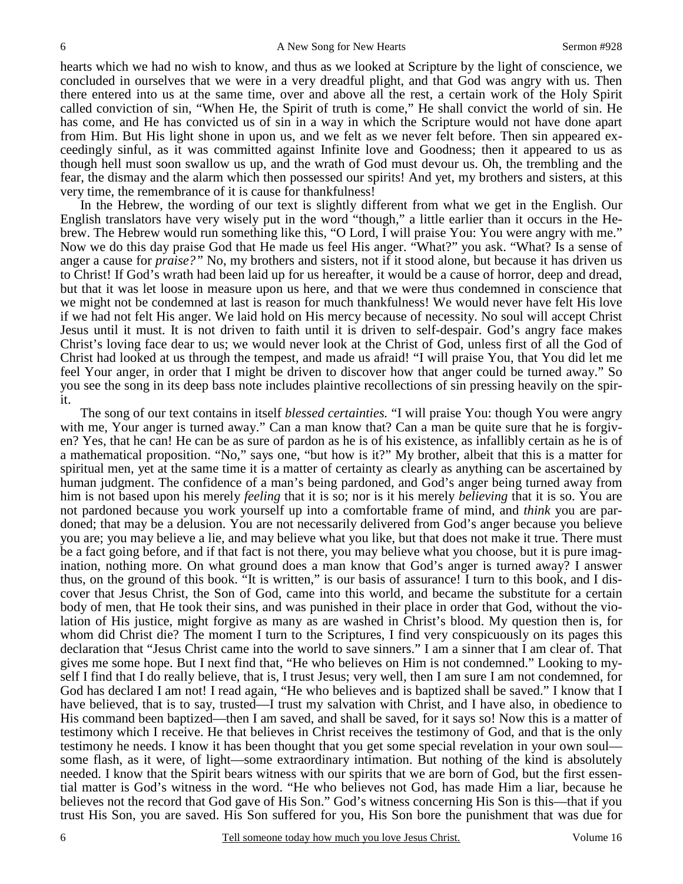hearts which we had no wish to know, and thus as we looked at Scripture by the light of conscience, we concluded in ourselves that we were in a very dreadful plight, and that God was angry with us. Then there entered into us at the same time, over and above all the rest, a certain work of the Holy Spirit called conviction of sin, "When He, the Spirit of truth is come," He shall convict the world of sin. He has come, and He has convicted us of sin in a way in which the Scripture would not have done apart from Him. But His light shone in upon us, and we felt as we never felt before. Then sin appeared exceedingly sinful, as it was committed against Infinite love and Goodness; then it appeared to us as though hell must soon swallow us up, and the wrath of God must devour us. Oh, the trembling and the fear, the dismay and the alarm which then possessed our spirits! And yet, my brothers and sisters, at this very time, the remembrance of it is cause for thankfulness!

In the Hebrew, the wording of our text is slightly different from what we get in the English. Our English translators have very wisely put in the word "though," a little earlier than it occurs in the Hebrew. The Hebrew would run something like this, "O Lord, I will praise You: You were angry with me." Now we do this day praise God that He made us feel His anger. "What?" you ask. "What? Is a sense of anger a cause for *praise?"* No, my brothers and sisters, not if it stood alone, but because it has driven us to Christ! If God's wrath had been laid up for us hereafter, it would be a cause of horror, deep and dread, but that it was let loose in measure upon us here, and that we were thus condemned in conscience that we might not be condemned at last is reason for much thankfulness! We would never have felt His love if we had not felt His anger. We laid hold on His mercy because of necessity. No soul will accept Christ Jesus until it must. It is not driven to faith until it is driven to self-despair. God's angry face makes Christ's loving face dear to us; we would never look at the Christ of God, unless first of all the God of Christ had looked at us through the tempest, and made us afraid! "I will praise You, that You did let me feel Your anger, in order that I might be driven to discover how that anger could be turned away." So you see the song in its deep bass note includes plaintive recollections of sin pressing heavily on the spirit.

The song of our text contains in itself *blessed certainties.* "I will praise You: though You were angry with me, Your anger is turned away." Can a man know that? Can a man be quite sure that he is forgiven? Yes, that he can! He can be as sure of pardon as he is of his existence, as infallibly certain as he is of a mathematical proposition. "No," says one, "but how is it?" My brother, albeit that this is a matter for spiritual men, yet at the same time it is a matter of certainty as clearly as anything can be ascertained by human judgment. The confidence of a man's being pardoned, and God's anger being turned away from him is not based upon his merely *feeling* that it is so; nor is it his merely *believing* that it is so. You are not pardoned because you work yourself up into a comfortable frame of mind, and *think* you are pardoned; that may be a delusion. You are not necessarily delivered from God's anger because you believe you are; you may believe a lie, and may believe what you like, but that does not make it true. There must be a fact going before, and if that fact is not there, you may believe what you choose, but it is pure imagination, nothing more. On what ground does a man know that God's anger is turned away? I answer thus, on the ground of this book. "It is written," is our basis of assurance! I turn to this book, and I discover that Jesus Christ, the Son of God, came into this world, and became the substitute for a certain body of men, that He took their sins, and was punished in their place in order that God, without the violation of His justice, might forgive as many as are washed in Christ's blood. My question then is, for whom did Christ die? The moment I turn to the Scriptures, I find very conspicuously on its pages this declaration that "Jesus Christ came into the world to save sinners." I am a sinner that I am clear of. That gives me some hope. But I next find that, "He who believes on Him is not condemned." Looking to myself I find that I do really believe, that is, I trust Jesus; very well, then I am sure I am not condemned, for God has declared I am not! I read again, "He who believes and is baptized shall be saved." I know that I have believed, that is to say, trusted—I trust my salvation with Christ, and I have also, in obedience to His command been baptized—then I am saved, and shall be saved, for it says so! Now this is a matter of testimony which I receive. He that believes in Christ receives the testimony of God, and that is the only testimony he needs. I know it has been thought that you get some special revelation in your own soul—some flash, as it were, of light—some extraordinary intimation. But nothing of the kind is absolutely needed. I know that the Spirit bears witness with our spirits that we are born of God, but the first essential matter is God's witness in the word. "He who believes not God, has made Him a liar, because he believes not the record that God gave of His Son." God's witness concerning His Son is this—that if you trust His Son, you are saved. His Son suffered for you, His Son bore the punishment that was due for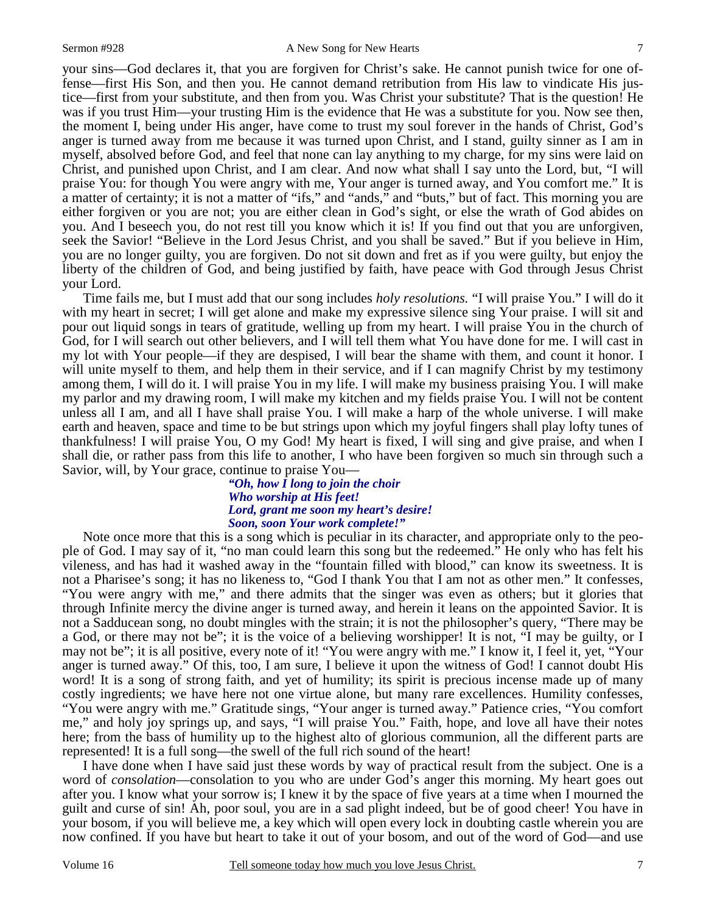your sins—God declares it, that you are forgiven for Christ's sake. He cannot punish twice for one offense—first His Son, and then you. He cannot demand retribution from His law to vindicate His justice—first from your substitute, and then from you. Was Christ your substitute? That is the question! He was if you trust Him—your trusting Him is the evidence that He was a substitute for you. Now see then, the moment I, being under His anger, have come to trust my soul forever in the hands of Christ, God's anger is turned away from me because it was turned upon Christ, and I stand, guilty sinner as I am in myself, absolved before God, and feel that none can lay anything to my charge, for my sins were laid on Christ, and punished upon Christ, and I am clear. And now what shall I say unto the Lord, but, "I will praise You: for though You were angry with me, Your anger is turned away, and You comfort me." It is a matter of certainty; it is not a matter of "ifs," and "ands," and "buts," but of fact. This morning you are either forgiven or you are not; you are either clean in God's sight, or else the wrath of God abides on you. And I beseech you, do not rest till you know which it is! If you find out that you are unforgiven, seek the Savior! "Believe in the Lord Jesus Christ, and you shall be saved." But if you believe in Him, you are no longer guilty, you are forgiven. Do not sit down and fret as if you were guilty, but enjoy the liberty of the children of God, and being justified by faith, have peace with God through Jesus Christ your Lord.

Time fails me, but I must add that our song includes *holy resolutions.* "I will praise You." I will do it with my heart in secret; I will get alone and make my expressive silence sing Your praise. I will sit and pour out liquid songs in tears of gratitude, welling up from my heart. I will praise You in the church of God, for I will search out other believers, and I will tell them what You have done for me. I will cast in my lot with Your people—if they are despised, I will bear the shame with them, and count it honor. I will unite myself to them, and help them in their service, and if I can magnify Christ by my testimony among them, I will do it. I will praise You in my life. I will make my business praising You. I will make my parlor and my drawing room, I will make my kitchen and my fields praise You. I will not be content unless all I am, and all I have shall praise You. I will make a harp of the whole universe. I will make earth and heaven, space and time to be but strings upon which my joyful fingers shall play lofty tunes of thankfulness! I will praise You, O my God! My heart is fixed, I will sing and give praise, and when I shall die, or rather pass from this life to another, I who have been forgiven so much sin through such a Savior, will, by Your grace, continue to praise You—

> *"Oh, how I long to join the choir*
> *Who worship at His feet!*
> *Lord, grant me soon my heart's desire!*
> *Soon, soon Your work complete!"*

Note once more that this is a song which is peculiar in its character, and appropriate only to the people of God. I may say of it, "no man could learn this song but the redeemed." He only who has felt his vileness, and has had it washed away in the "fountain filled with blood," can know its sweetness. It is not a Pharisee's song; it has no likeness to, "God I thank You that I am not as other men." It confesses, "You were angry with me," and there admits that the singer was even as others; but it glories that through Infinite mercy the divine anger is turned away, and herein it leans on the appointed Savior. It is not a Sadducean song, no doubt mingles with the strain; it is not the philosopher's query, "There may be a God, or there may not be"; it is the voice of a believing worshipper! It is not, "I may be guilty, or I may not be"; it is all positive, every note of it! "You were angry with me." I know it, I feel it, yet, "Your anger is turned away." Of this, too, I am sure, I believe it upon the witness of God! I cannot doubt His word! It is a song of strong faith, and yet of humility; its spirit is precious incense made up of many costly ingredients; we have here not one virtue alone, but many rare excellences. Humility confesses, "You were angry with me." Gratitude sings, "Your anger is turned away." Patience cries, "You comfort me," and holy joy springs up, and says, "I will praise You." Faith, hope, and love all have their notes here; from the bass of humility up to the highest alto of glorious communion, all the different parts are represented! It is a full song—the swell of the full rich sound of the heart!

I have done when I have said just these words by way of practical result from the subject. One is a word of *consolation*—consolation to you who are under God's anger this morning. My heart goes out after you. I know what your sorrow is; I knew it by the space of five years at a time when I mourned the guilt and curse of sin! Ah, poor soul, you are in a sad plight indeed, but be of good cheer! You have in your bosom, if you will believe me, a key which will open every lock in doubting castle wherein you are now confined. If you have but heart to take it out of your bosom, and out of the word of God—and use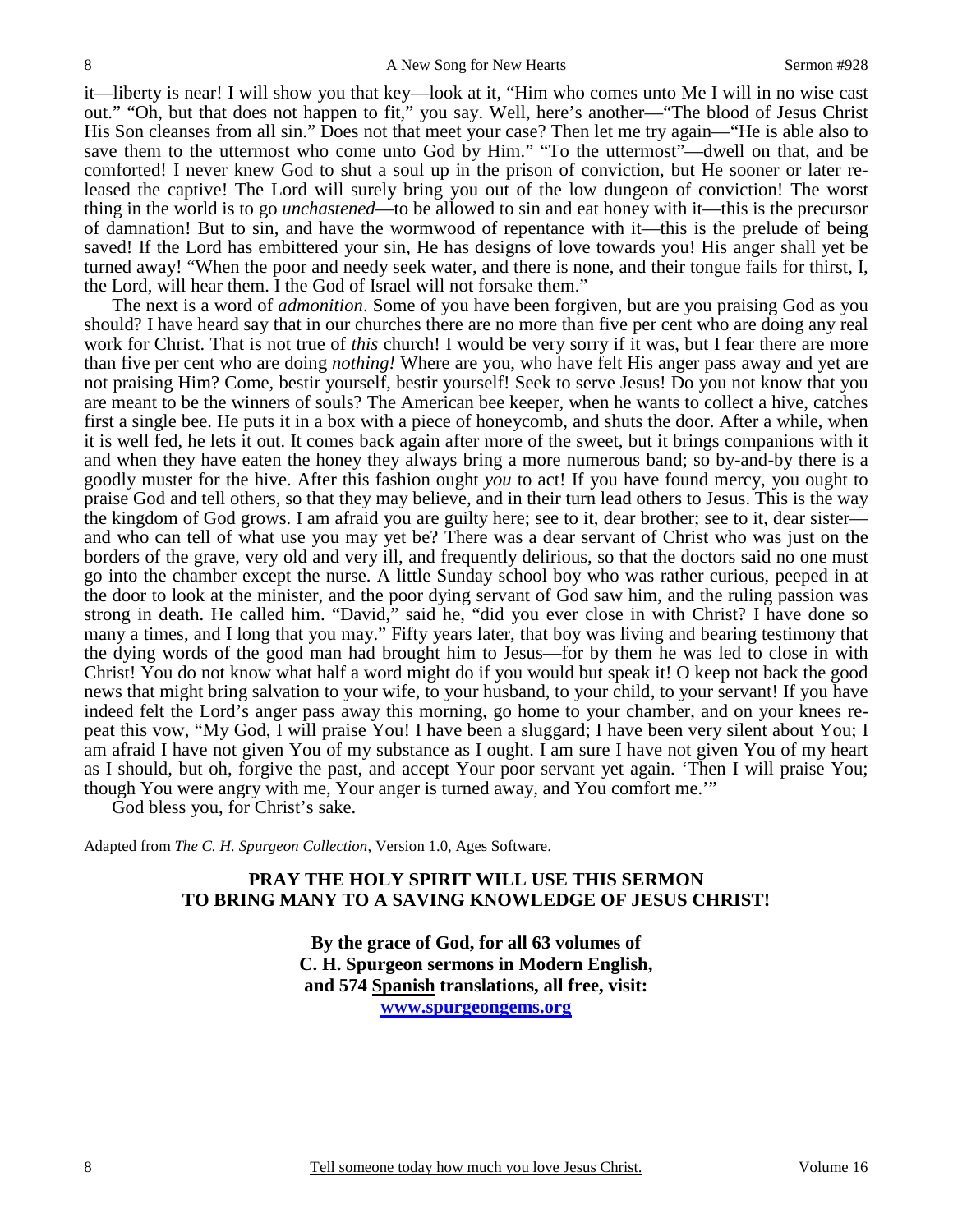it—liberty is near! I will show you that key—look at it, "Him who comes unto Me I will in no wise cast out." "Oh, but that does not happen to fit," you say. Well, here's another—"The blood of Jesus Christ His Son cleanses from all sin." Does not that meet your case? Then let me try again—"He is able also to save them to the uttermost who come unto God by Him." "To the uttermost"—dwell on that, and be comforted! I never knew God to shut a soul up in the prison of conviction, but He sooner or later released the captive! The Lord will surely bring you out of the low dungeon of conviction! The worst thing in the world is to go *unchastened*—to be allowed to sin and eat honey with it—this is the precursor of damnation! But to sin, and have the wormwood of repentance with it—this is the prelude of being saved! If the Lord has embittered your sin, He has designs of love towards you! His anger shall yet be turned away! "When the poor and needy seek water, and there is none, and their tongue fails for thirst, I, the Lord, will hear them. I the God of Israel will not forsake them."

The next is a word of *admonition*. Some of you have been forgiven, but are you praising God as you should? I have heard say that in our churches there are no more than five per cent who are doing any real work for Christ. That is not true of *this* church! I would be very sorry if it was, but I fear there are more than five per cent who are doing *nothing!* Where are you, who have felt His anger pass away and yet are not praising Him? Come, bestir yourself, bestir yourself! Seek to serve Jesus! Do you not know that you are meant to be the winners of souls? The American bee keeper, when he wants to collect a hive, catches first a single bee. He puts it in a box with a piece of honeycomb, and shuts the door. After a while, when it is well fed, he lets it out. It comes back again after more of the sweet, but it brings companions with it and when they have eaten the honey they always bring a more numerous band; so by-and-by there is a goodly muster for the hive. After this fashion ought *you* to act! If you have found mercy, you ought to praise God and tell others, so that they may believe, and in their turn lead others to Jesus. This is the way the kingdom of God grows. I am afraid you are guilty here; see to it, dear brother; see to it, dear sister—and who can tell of what use you may yet be? There was a dear servant of Christ who was just on the borders of the grave, very old and very ill, and frequently delirious, so that the doctors said no one must go into the chamber except the nurse. A little Sunday school boy who was rather curious, peeped in at the door to look at the minister, and the poor dying servant of God saw him, and the ruling passion was strong in death. He called him. "David," said he, "did you ever close in with Christ? I have done so many a times, and I long that you may." Fifty years later, that boy was living and bearing testimony that the dying words of the good man had brought him to Jesus—for by them he was led to close in with Christ! You do not know what half a word might do if you would but speak it! O keep not back the good news that might bring salvation to your wife, to your husband, to your child, to your servant! If you have indeed felt the Lord's anger pass away this morning, go home to your chamber, and on your knees repeat this vow, "My God, I will praise You! I have been a sluggard; I have been very silent about You; I am afraid I have not given You of my substance as I ought. I am sure I have not given You of my heart as I should, but oh, forgive the past, and accept Your poor servant yet again. 'Then I will praise You; though You were angry with me, Your anger is turned away, and You comfort me.'"

God bless you, for Christ's sake.

Adapted from *The C. H. Spurgeon Collection*, Version 1.0, Ages Software.

**PRAY THE HOLY SPIRIT WILL USE THIS SERMON TO BRING MANY TO A SAVING KNOWLEDGE OF JESUS CHRIST!**

**By the grace of God, for all 63 volumes of C. H. Spurgeon sermons in Modern English, and 574 Spanish translations, all free, visit: www.spurgeongems.org**